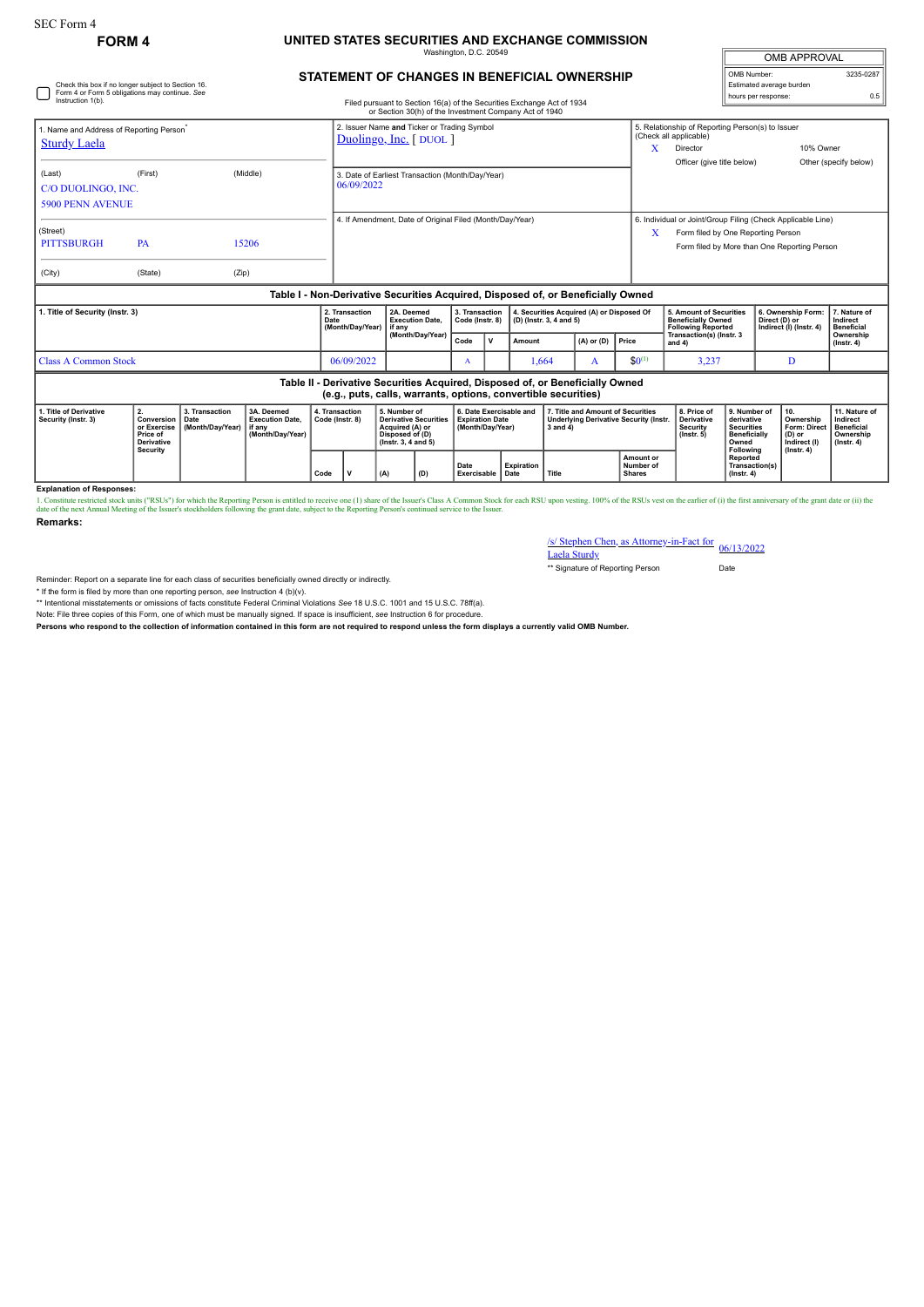SEC Form 4

**FORM 4**

# UNITED STATES SECURITIES AND EXCHANGE COMMISSION

Washington, D.C. 20549

## STATEMENT OF CHANGES IN BENEFICIAL OWNERSHIP

Filed pursuant to Section 16(a) of the Securities Exchange Act of 1934 or Section 30(h) of the Investment Company Act of 1940

| OMB APPROVAL | |
|---|---|
| OMB Number: | 3235-0287 |
| Estimated average burden | |
| hours per response: | 0.5 |

☐ Check this box if no longer subject to Section 16. Form 4 or Form 5 obligations may continue. *See* Instruction 1(b).

1. Name and Address of Reporting Person*
Sturdy Laela

(Last) (First) (Middle)
C/O DUOLINGO, INC.
5900 PENN AVENUE

(Street)
PITTSBURGH PA 15206

(City) (State) (Zip)

2. Issuer Name **and** Ticker or Trading Symbol
Duolingo, Inc. [ DUOL ]

3. Date of Earliest Transaction (Month/Day/Year)
06/09/2022

4. If Amendment, Date of Original Filed (Month/Day/Year)

5. Relationship of Reporting Person(s) to Issuer (Check all applicable)
X Director
10% Owner
Officer (give title below)
Other (specify below)

6. Individual or Joint/Group Filing (Check Applicable Line)
X Form filed by One Reporting Person
Form filed by More than One Reporting Person

### Table I - Non-Derivative Securities Acquired, Disposed of, or Beneficially Owned

| 1. Title of Security (Instr. 3) | 2. Transaction Date (Month/Day/Year) | 2A. Deemed Execution Date, if any (Month/Day/Year) | 3. Transaction Code (Instr. 8) | | 4. Securities Acquired (A) or Disposed Of (D) (Instr. 3, 4 and 5) | | | 5. Amount of Securities Beneficially Owned Following Reported Transaction(s) (Instr. 3 and 4) | 6. Ownership Form: Direct (D) or Indirect (I) (Instr. 4) | 7. Nature of Indirect Beneficial Ownership (Instr. 4) |
|---|---|---|---|---|---|---|---|---|---|---|
| | | | Code | V | Amount | (A) or (D) | Price | | | |
| Class A Common Stock | 06/09/2022 | | A | | 1,664 | A | $0[1] | 3,237 | D | |

### Table II - Derivative Securities Acquired, Disposed of, or Beneficially Owned (e.g., puts, calls, warrants, options, convertible securities)

| 1. Title of Derivative Security (Instr. 3) | 2. Conversion or Exercise Price of Derivative Security | 3. Transaction Date (Month/Day/Year) | 3A. Deemed Execution Date, if any (Month/Day/Year) | 4. Transaction Code (Instr. 8) | | 5. Number of Derivative Securities Acquired (A) or Disposed of (D) (Instr. 3, 4 and 5) | | 6. Date Exercisable and Expiration Date (Month/Day/Year) | | 7. Title and Amount of Securities Underlying Derivative Security (Instr. 3 and 4) | | 8. Price of Derivative Security (Instr. 5) | 9. Number of derivative Securities Beneficially Owned Following Reported Transaction(s) (Instr. 4) | 10. Ownership Form: Direct (D) or Indirect (I) (Instr. 4) | 11. Nature of Indirect Beneficial Ownership (Instr. 4) |
|---|---|---|---|---|---|---|---|---|---|---|---|---|---|---|---|
| | | | | Code | V | (A) | (D) | Date Exercisable | Expiration Date | Title | Amount or Number of Shares | | | | |

**Explanation of Responses:**

1. Constitute restricted stock units ("RSUs") for which the Reporting Person is entitled to receive one (1) share of the Issuer's Class A Common Stock for each RSU upon vesting. 100% of the RSUs vest on the earlier of (i) the first anniversary of the grant date or (ii) the date of the next Annual Meeting of the Issuer's stockholders following the grant date, subject to the Reporting Person's continued service to the Issuer.

**Remarks:**

/s/ Stephen Chen, as Attorney-in-Fact for Laela Sturdy — 06/13/2022

** Signature of Reporting Person — Date

Reminder: Report on a separate line for each class of securities beneficially owned directly or indirectly.

* If the form is filed by more than one reporting person, *see* Instruction 4 (b)(v).

** Intentional misstatements or omissions of facts constitute Federal Criminal Violations *See* 18 U.S.C. 1001 and 15 U.S.C. 78ff(a).

Note: File three copies of this Form, one of which must be manually signed. If space is insufficient, *see* Instruction 6 for procedure.

**Persons who respond to the collection of information contained in this form are not required to respond unless the form displays a currently valid OMB Number.**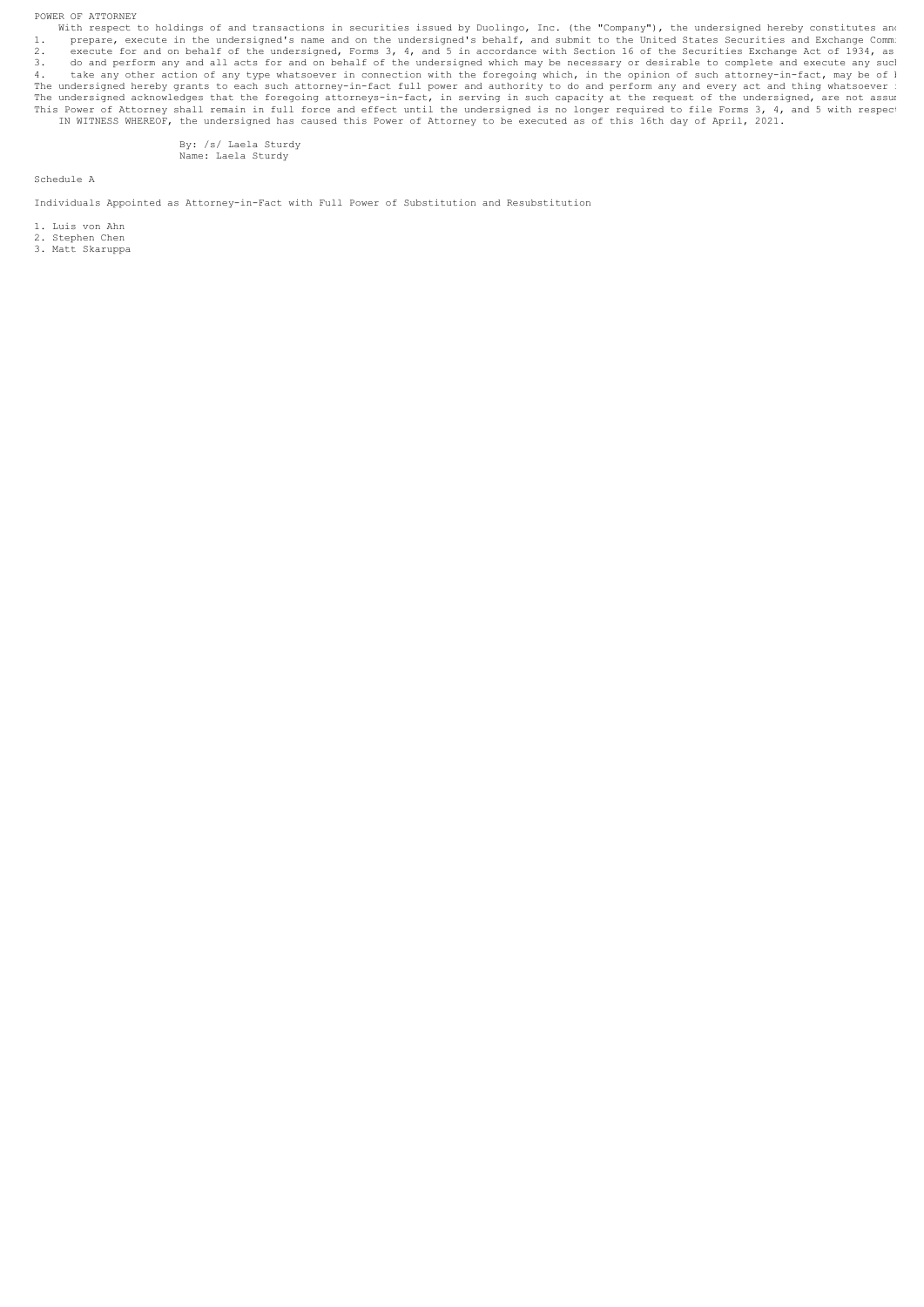POWER OF ATTORNEY

With respect to holdings of and transactions in securities issued by Duolingo, Inc. (the "Company"), the undersigned hereby constitutes and

1. prepare, execute in the undersigned's name and on the undersigned's behalf, and submit to the United States Securities and Exchange Comm
2. execute for and on behalf of the undersigned, Forms 3, 4, and 5 in accordance with Section 16 of the Securities Exchange Act of 1934, as
3. do and perform any and all acts for and on behalf of the undersigned which may be necessary or desirable to complete and execute any such
4. take any other action of any type whatsoever in connection with the foregoing which, in the opinion of such attorney-in-fact, may be of b

The undersigned hereby grants to each such attorney-in-fact full power and authority to do and perform any and every act and thing whatsoever r
The undersigned acknowledges that the foregoing attorneys-in-fact, in serving in such capacity at the request of the undersigned, are not assum
This Power of Attorney shall remain in full force and effect until the undersigned is no longer required to file Forms 3, 4, and 5 with respect

IN WITNESS WHEREOF, the undersigned has caused this Power of Attorney to be executed as of this 16th day of April, 2021.

By: /s/ Laela Sturdy
Name: Laela Sturdy

Schedule A

Individuals Appointed as Attorney-in-Fact with Full Power of Substitution and Resubstitution

1. Luis von Ahn
2. Stephen Chen
3. Matt Skaruppa